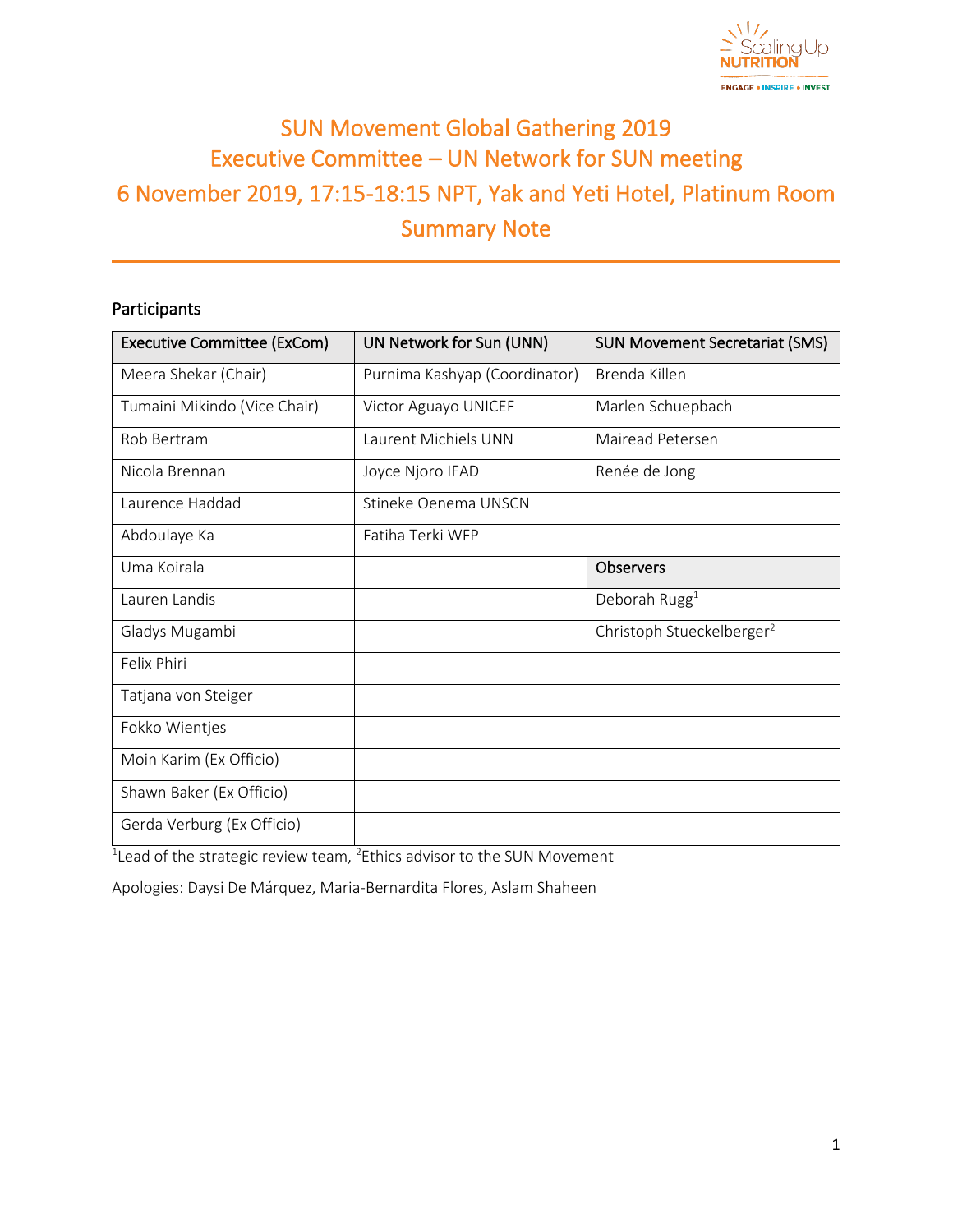# SUN Movement Global Gathering 2019
# Executive Committee – UN Network for SUN meeting
# 6 November 2019, 17:15-18:15 NPT, Yak and Yeti Hotel, Platinum Room
# Summary Note

## Participants

| Executive Committee (ExCom) | UN Network for Sun (UNN) | SUN Movement Secretariat (SMS) |
|---|---|---|
| Meera Shekar (Chair) | Purnima Kashyap (Coordinator) | Brenda Killen |
| Tumaini Mikindo (Vice Chair) | Victor Aguayo UNICEF | Marlen Schuepbach |
| Rob Bertram | Laurent Michiels UNN | Mairead Petersen |
| Nicola Brennan | Joyce Njoro IFAD | Renée de Jong |
| Laurence Haddad | Stineke Oenema UNSCN | |
| Abdoulaye Ka | Fatiha Terki WFP | |
| Uma Koirala | | **Observers** |
| Lauren Landis | | Deborah Rugg[1] |
| Gladys Mugambi | | Christoph Stueckelberger[2] |
| Felix Phiri | | |
| Tatjana von Steiger | | |
| Fokko Wientjes | | |
| Moin Karim (Ex Officio) | | |
| Shawn Baker (Ex Officio) | | |
| Gerda Verburg (Ex Officio) | | |

[1]Lead of the strategic review team, [2]Ethics advisor to the SUN Movement

Apologies: Daysi De Márquez, Maria-Bernardita Flores, Aslam Shaheen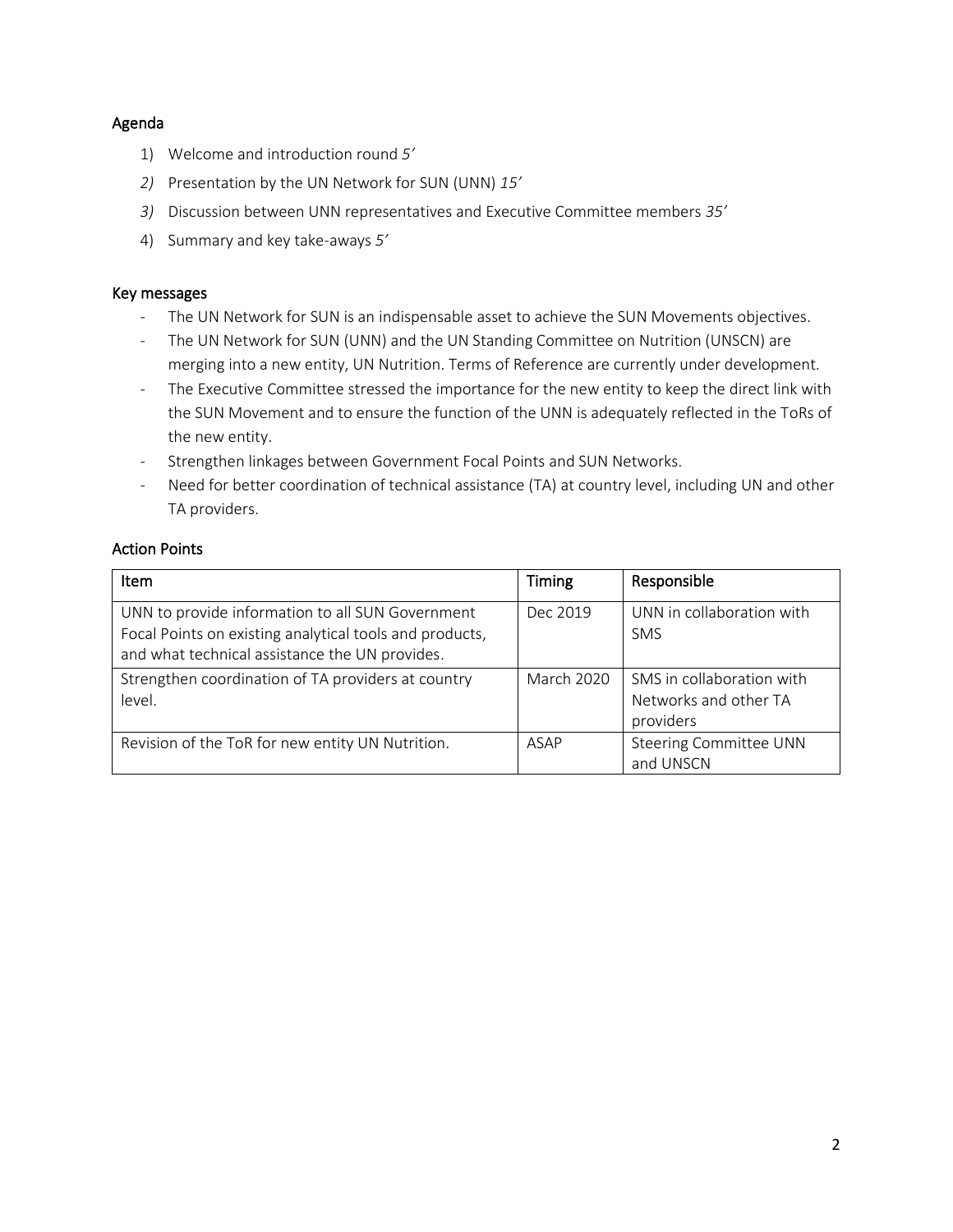## Agenda

1) Welcome and introduction round *5′*
2) Presentation by the UN Network for SUN (UNN) *15′*
3) Discussion between UNN representatives and Executive Committee members *35′*
4) Summary and key take-aways *5′*

## Key messages

- The UN Network for SUN is an indispensable asset to achieve the SUN Movements objectives.
- The UN Network for SUN (UNN) and the UN Standing Committee on Nutrition (UNSCN) are merging into a new entity, UN Nutrition. Terms of Reference are currently under development.
- The Executive Committee stressed the importance for the new entity to keep the direct link with the SUN Movement and to ensure the function of the UNN is adequately reflected in the ToRs of the new entity.
- Strengthen linkages between Government Focal Points and SUN Networks.
- Need for better coordination of technical assistance (TA) at country level, including UN and other TA providers.

## Action Points

| Item | Timing | Responsible |
|---|---|---|
| UNN to provide information to all SUN Government Focal Points on existing analytical tools and products, and what technical assistance the UN provides. | Dec 2019 | UNN in collaboration with SMS |
| Strengthen coordination of TA providers at country level. | March 2020 | SMS in collaboration with Networks and other TA providers |
| Revision of the ToR for new entity UN Nutrition. | ASAP | Steering Committee UNN and UNSCN |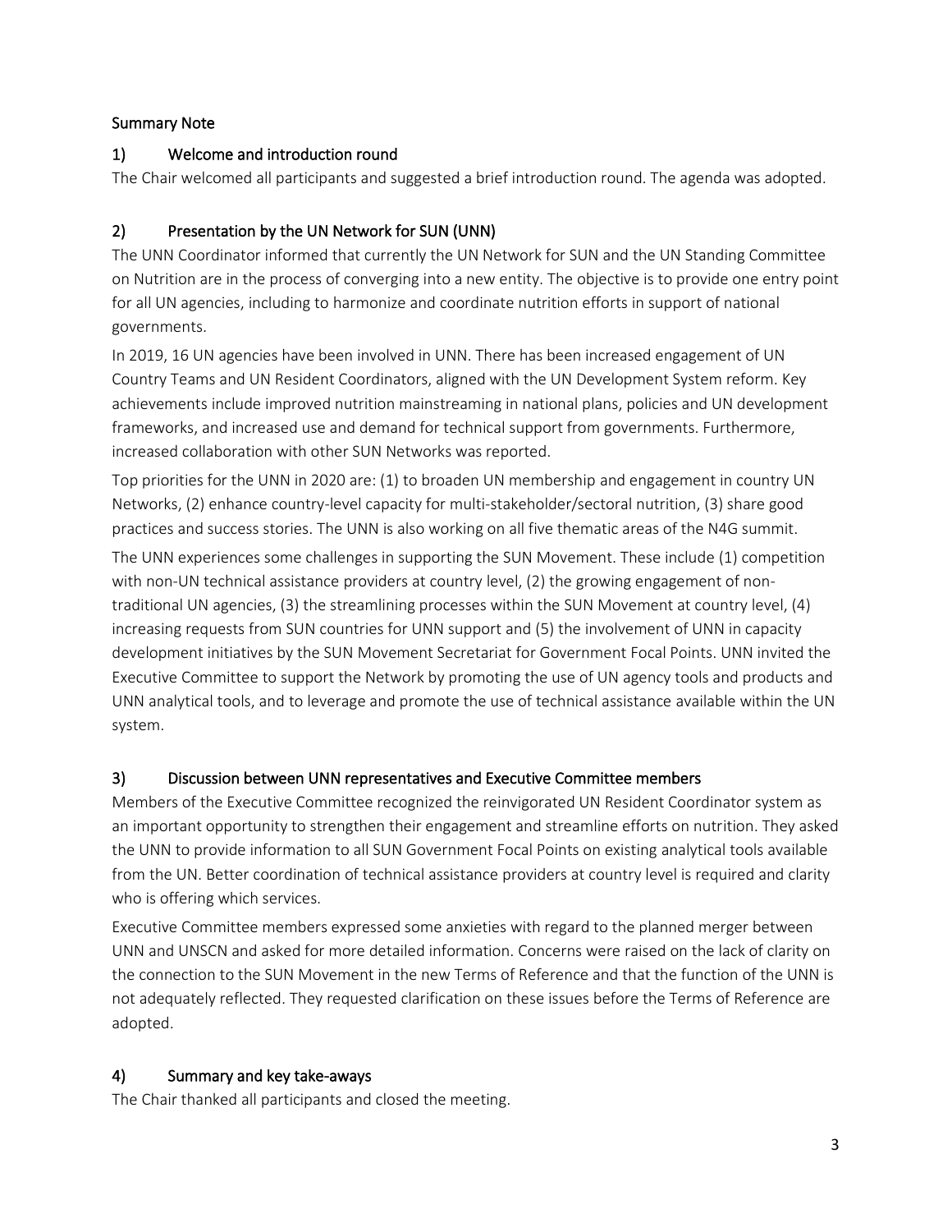## Summary Note

### 1) Welcome and introduction round

The Chair welcomed all participants and suggested a brief introduction round. The agenda was adopted.

### 2) Presentation by the UN Network for SUN (UNN)

The UNN Coordinator informed that currently the UN Network for SUN and the UN Standing Committee on Nutrition are in the process of converging into a new entity. The objective is to provide one entry point for all UN agencies, including to harmonize and coordinate nutrition efforts in support of national governments.

In 2019, 16 UN agencies have been involved in UNN. There has been increased engagement of UN Country Teams and UN Resident Coordinators, aligned with the UN Development System reform. Key achievements include improved nutrition mainstreaming in national plans, policies and UN development frameworks, and increased use and demand for technical support from governments. Furthermore, increased collaboration with other SUN Networks was reported.

Top priorities for the UNN in 2020 are: (1) to broaden UN membership and engagement in country UN Networks, (2) enhance country-level capacity for multi-stakeholder/sectoral nutrition, (3) share good practices and success stories. The UNN is also working on all five thematic areas of the N4G summit.

The UNN experiences some challenges in supporting the SUN Movement. These include (1) competition with non-UN technical assistance providers at country level, (2) the growing engagement of non-traditional UN agencies, (3) the streamlining processes within the SUN Movement at country level, (4) increasing requests from SUN countries for UNN support and (5) the involvement of UNN in capacity development initiatives by the SUN Movement Secretariat for Government Focal Points. UNN invited the Executive Committee to support the Network by promoting the use of UN agency tools and products and UNN analytical tools, and to leverage and promote the use of technical assistance available within the UN system.

### 3) Discussion between UNN representatives and Executive Committee members

Members of the Executive Committee recognized the reinvigorated UN Resident Coordinator system as an important opportunity to strengthen their engagement and streamline efforts on nutrition. They asked the UNN to provide information to all SUN Government Focal Points on existing analytical tools available from the UN. Better coordination of technical assistance providers at country level is required and clarity who is offering which services.

Executive Committee members expressed some anxieties with regard to the planned merger between UNN and UNSCN and asked for more detailed information. Concerns were raised on the lack of clarity on the connection to the SUN Movement in the new Terms of Reference and that the function of the UNN is not adequately reflected. They requested clarification on these issues before the Terms of Reference are adopted.

### 4) Summary and key take-aways

The Chair thanked all participants and closed the meeting.